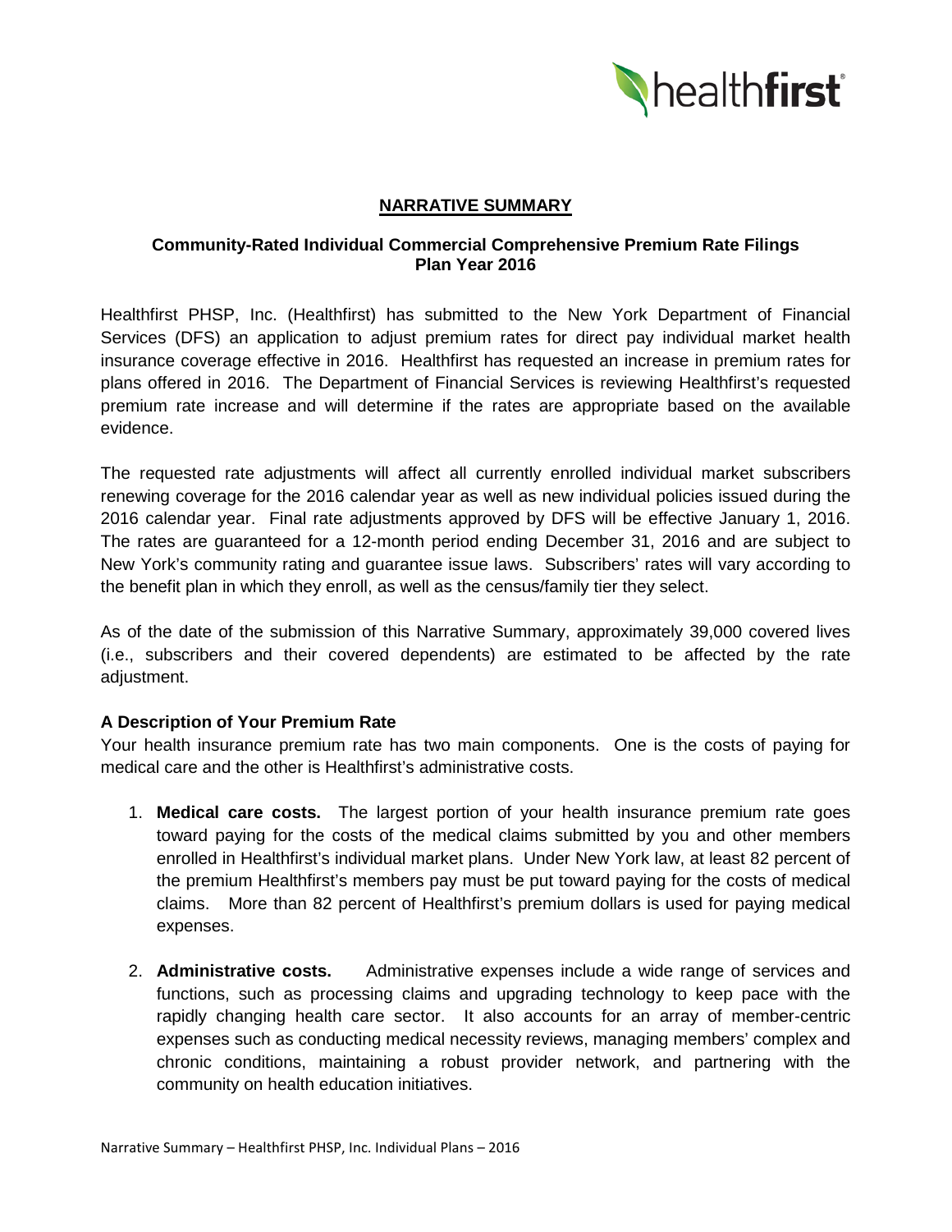# NARRATIVE SUMMARY

## Community-Rated Individual Commercial Comprehensive Premium Rate Filings
## Plan Year 2016

Healthfirst PHSP, Inc. (Healthfirst) has submitted to the New York Department of Financial Services (DFS) an application to adjust premium rates for direct pay individual market health insurance coverage effective in 2016. Healthfirst has requested an increase in premium rates for plans offered in 2016. The Department of Financial Services is reviewing Healthfirst's requested premium rate increase and will determine if the rates are appropriate based on the available evidence.

The requested rate adjustments will affect all currently enrolled individual market subscribers renewing coverage for the 2016 calendar year as well as new individual policies issued during the 2016 calendar year. Final rate adjustments approved by DFS will be effective January 1, 2016. The rates are guaranteed for a 12-month period ending December 31, 2016 and are subject to New York's community rating and guarantee issue laws. Subscribers' rates will vary according to the benefit plan in which they enroll, as well as the census/family tier they select.

As of the date of the submission of this Narrative Summary, approximately 39,000 covered lives (i.e., subscribers and their covered dependents) are estimated to be affected by the rate adjustment.

### A Description of Your Premium Rate

Your health insurance premium rate has two main components. One is the costs of paying for medical care and the other is Healthfirst's administrative costs.

1. **Medical care costs.** The largest portion of your health insurance premium rate goes toward paying for the costs of the medical claims submitted by you and other members enrolled in Healthfirst's individual market plans. Under New York law, at least 82 percent of the premium Healthfirst's members pay must be put toward paying for the costs of medical claims. More than 82 percent of Healthfirst's premium dollars is used for paying medical expenses.

2. **Administrative costs.** Administrative expenses include a wide range of services and functions, such as processing claims and upgrading technology to keep pace with the rapidly changing health care sector. It also accounts for an array of member-centric expenses such as conducting medical necessity reviews, managing members' complex and chronic conditions, maintaining a robust provider network, and partnering with the community on health education initiatives.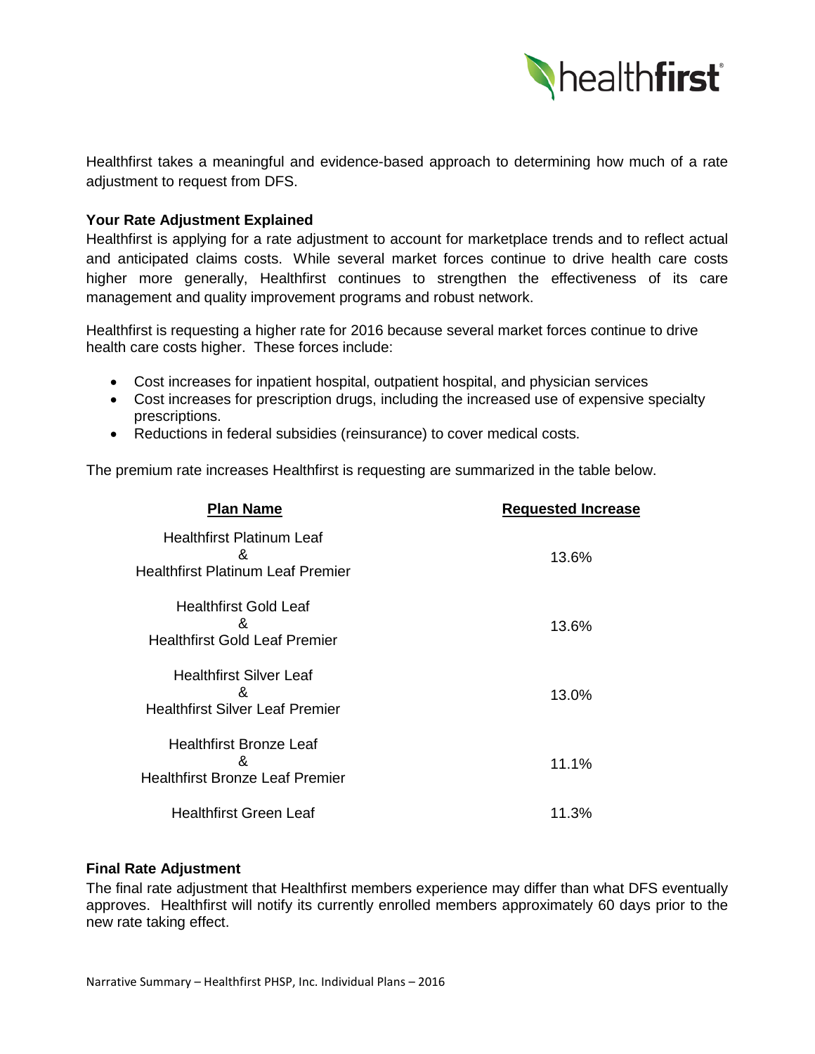Healthfirst takes a meaningful and evidence-based approach to determining how much of a rate adjustment to request from DFS.

**Your Rate Adjustment Explained**

Healthfirst is applying for a rate adjustment to account for marketplace trends and to reflect actual and anticipated claims costs. While several market forces continue to drive health care costs higher more generally, Healthfirst continues to strengthen the effectiveness of its care management and quality improvement programs and robust network.

Healthfirst is requesting a higher rate for 2016 because several market forces continue to drive health care costs higher. These forces include:

- Cost increases for inpatient hospital, outpatient hospital, and physician services
- Cost increases for prescription drugs, including the increased use of expensive specialty prescriptions.
- Reductions in federal subsidies (reinsurance) to cover medical costs.

The premium rate increases Healthfirst is requesting are summarized in the table below.

| Plan Name | Requested Increase |
|---|---|
| Healthfirst Platinum Leaf & Healthfirst Platinum Leaf Premier | 13.6% |
| Healthfirst Gold Leaf & Healthfirst Gold Leaf Premier | 13.6% |
| Healthfirst Silver Leaf & Healthfirst Silver Leaf Premier | 13.0% |
| Healthfirst Bronze Leaf & Healthfirst Bronze Leaf Premier | 11.1% |
| Healthfirst Green Leaf | 11.3% |

**Final Rate Adjustment**

The final rate adjustment that Healthfirst members experience may differ than what DFS eventually approves. Healthfirst will notify its currently enrolled members approximately 60 days prior to the new rate taking effect.